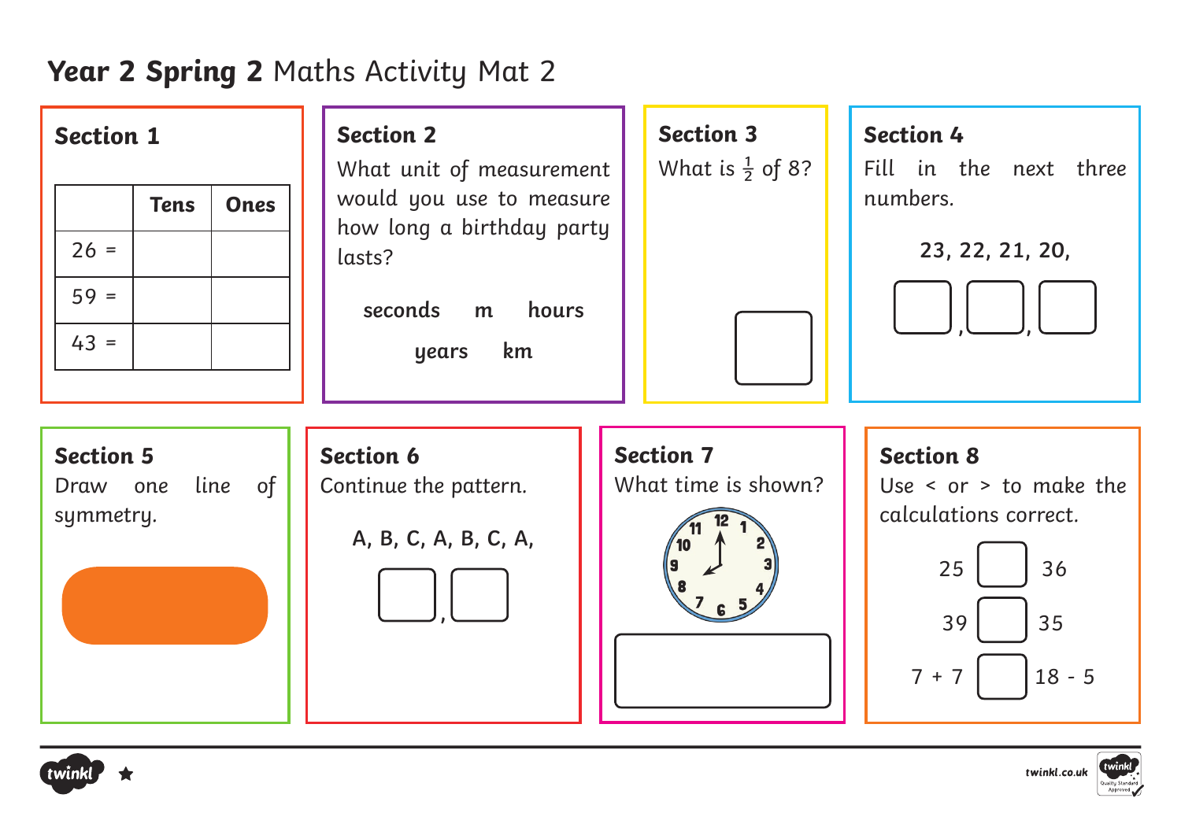# **Year 2 Spring 2** Maths Activity Mat 2

## Section 1

| | Tens | Ones |
|---|---|---|
| 26 = | | |
| 59 = | | |
| 43 = | | |

## Section 2

What unit of measurement would you use to measure how long a birthday party lasts?

**seconds** **m** **hours**

**years** **km**

## Section 3

What is $\frac{1}{2}$ of 8?

☐

## Section 4

Fill in the next three numbers.

**23, 22, 21, 20,**

☐, ☐, ☐

## Section 5

Draw one line of symmetry.

## Section 6

Continue the pattern.

**A, B, C, A, B, C, A,**

☐, ☐

## Section 7

What time is shown?

☐

## Section 8

Use < or > to make the calculations correct.

25 ☐ 36

39 ☐ 35

7 + 7 ☐ 18 - 5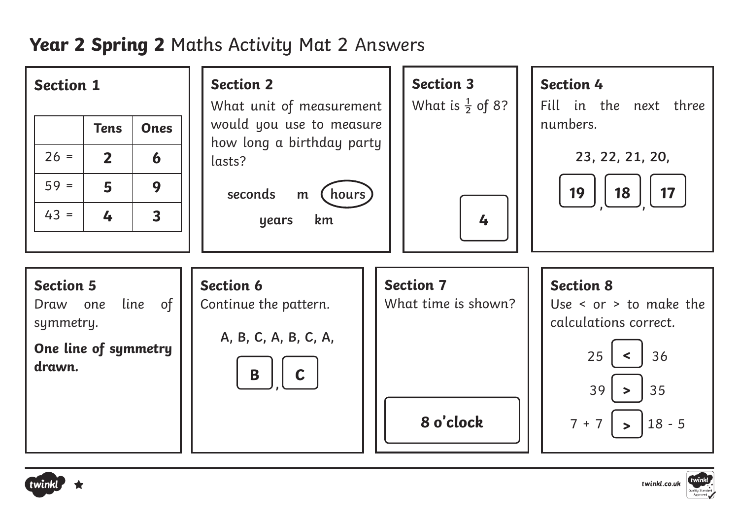# **Year 2 Spring 2** Maths Activity Mat 2 Answers

## Section 1

| | Tens | Ones |
|---|---|---|
| 26 = | **2** | **6** |
| 59 = | **5** | **9** |
| 43 = | **4** | **3** |

## Section 2

What unit of measurement would you use to measure how long a birthday party lasts?

seconds m **(hours)** years km

## Section 3

What is $\frac{1}{2}$ of 8?

**4**

## Section 4

Fill in the next three numbers.

23, 22, 21, 20, **19**, **18**, **17**

## Section 5

Draw one line of symmetry.

**One line of symmetry drawn.**

## Section 6

Continue the pattern.

A, B, C, A, B, C, A, **B**, **C**

## Section 7

What time is shown?

**8 o'clock**

## Section 8

Use < or > to make the calculations correct.

25 **<** 36

39 **>** 35

7 + 7 **>** 18 - 5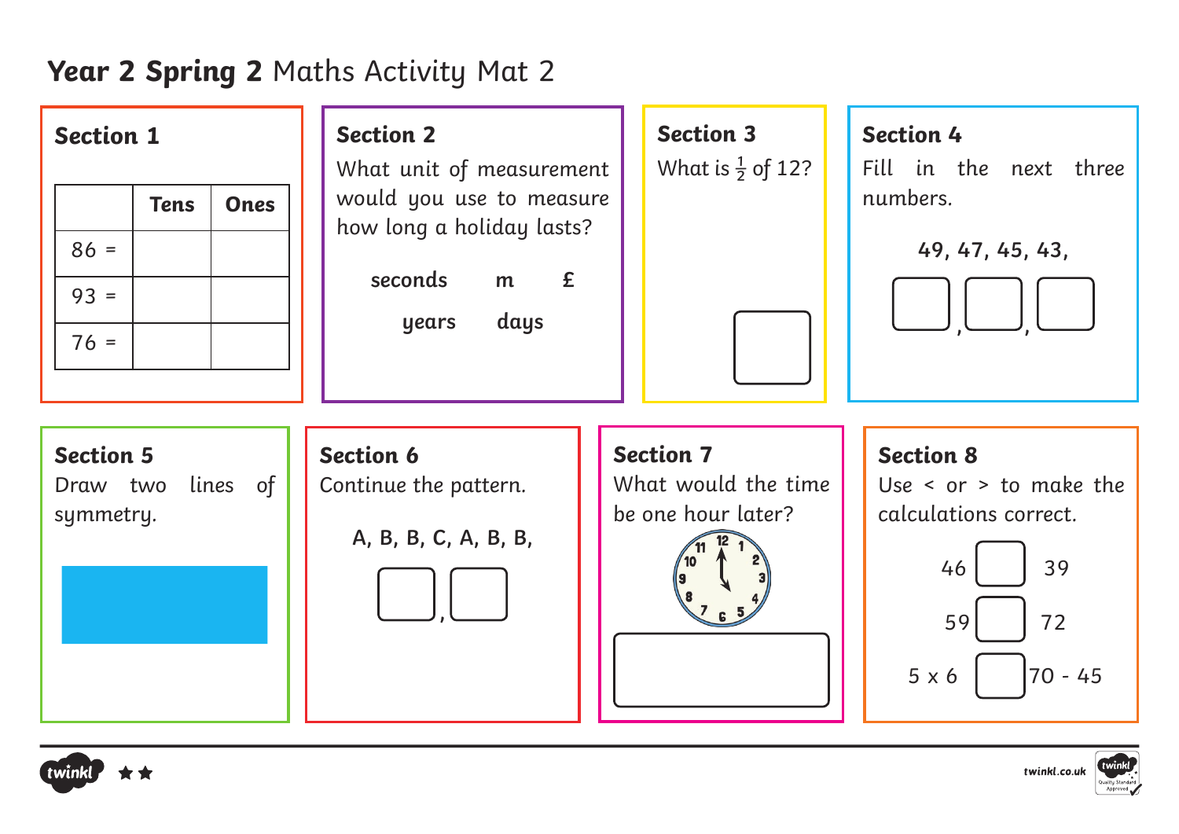# **Year 2 Spring 2** Maths Activity Mat 2

## Section 1

| | Tens | Ones |
|---|---|---|
| 86 = | | |
| 93 = | | |
| 76 = | | |

## Section 2

What unit of measurement would you use to measure how long a holiday lasts?

**seconds** **m** **£**

**years** **days**

## Section 3

What is $\frac{1}{2}$ of 12?

## Section 4

Fill in the next three numbers.

**49, 47, 45, 43,** ___, ___, ___

## Section 5

Draw two lines of symmetry.

## Section 6

Continue the pattern.

**A, B, B, C, A, B, B,** ___, ___

## Section 7

What would the time be one hour later?

## Section 8

Use < or > to make the calculations correct.

46 ☐ 39

59 ☐ 72

5 x 6 ☐ 70 - 45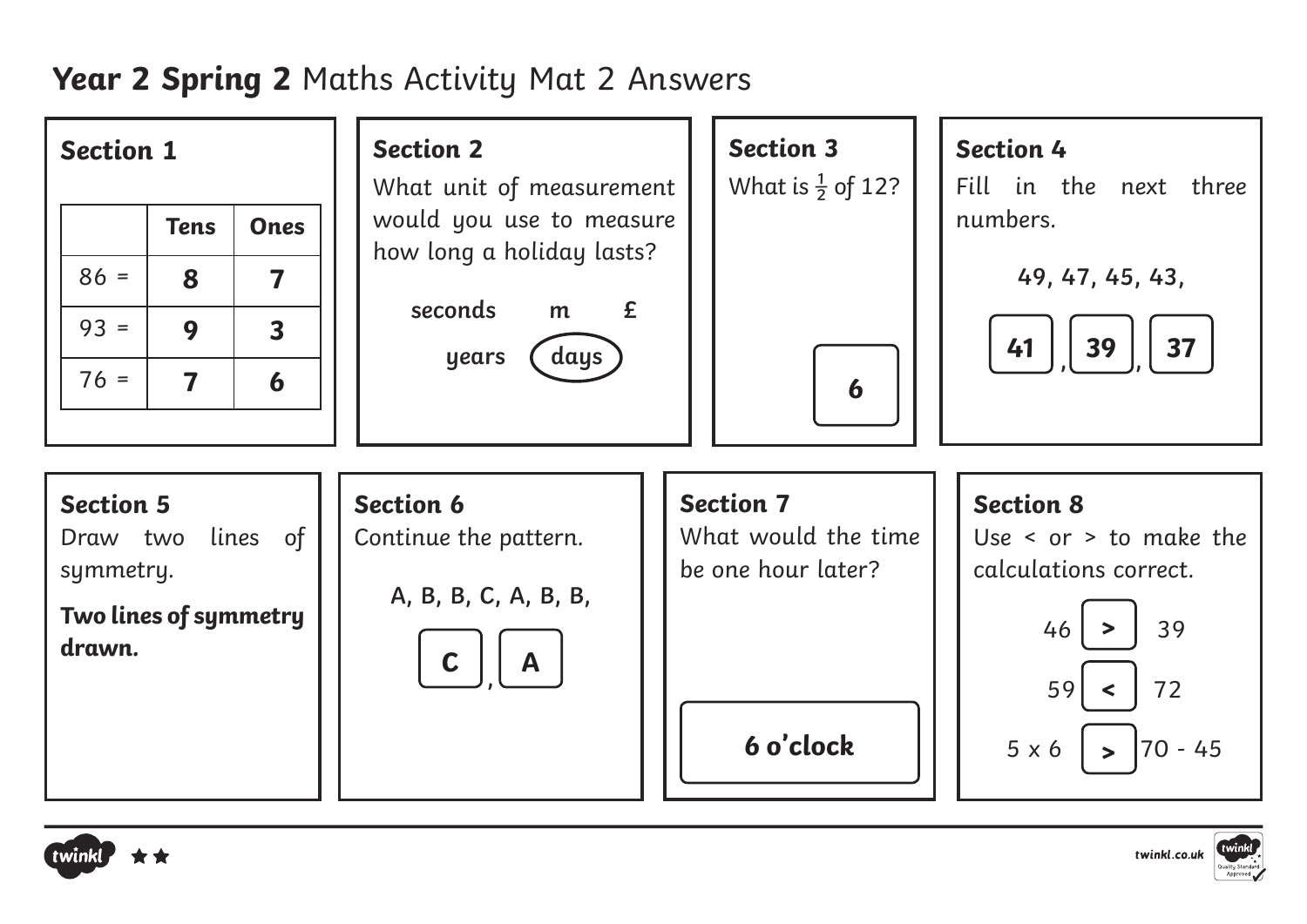# **Year 2 Spring 2** Maths Activity Mat 2 Answers

## Section 1

| | Tens | Ones |
|---|---|---|
| 86 = | **8** | **7** |
| 93 = | **9** | **3** |
| 76 = | **7** | **6** |

## Section 2

What unit of measurement would you use to measure how long a holiday lasts?

seconds   m   £

years   (days)

## Section 3

What is $\frac{1}{2}$ of 12?

**6**

## Section 4

Fill in the next three numbers.

49, 47, 45, 43,

**41**, **39**, **37**

## Section 5

Draw two lines of symmetry.

**Two lines of symmetry drawn.**

## Section 6

Continue the pattern.

A, B, B, C, A, B, B,

**C**, **A**

## Section 7

What would the time be one hour later?

**6 o'clock**

## Section 8

Use < or > to make the calculations correct.

46 **>** 39

59 **<** 72

5 x 6 **>** 70 - 45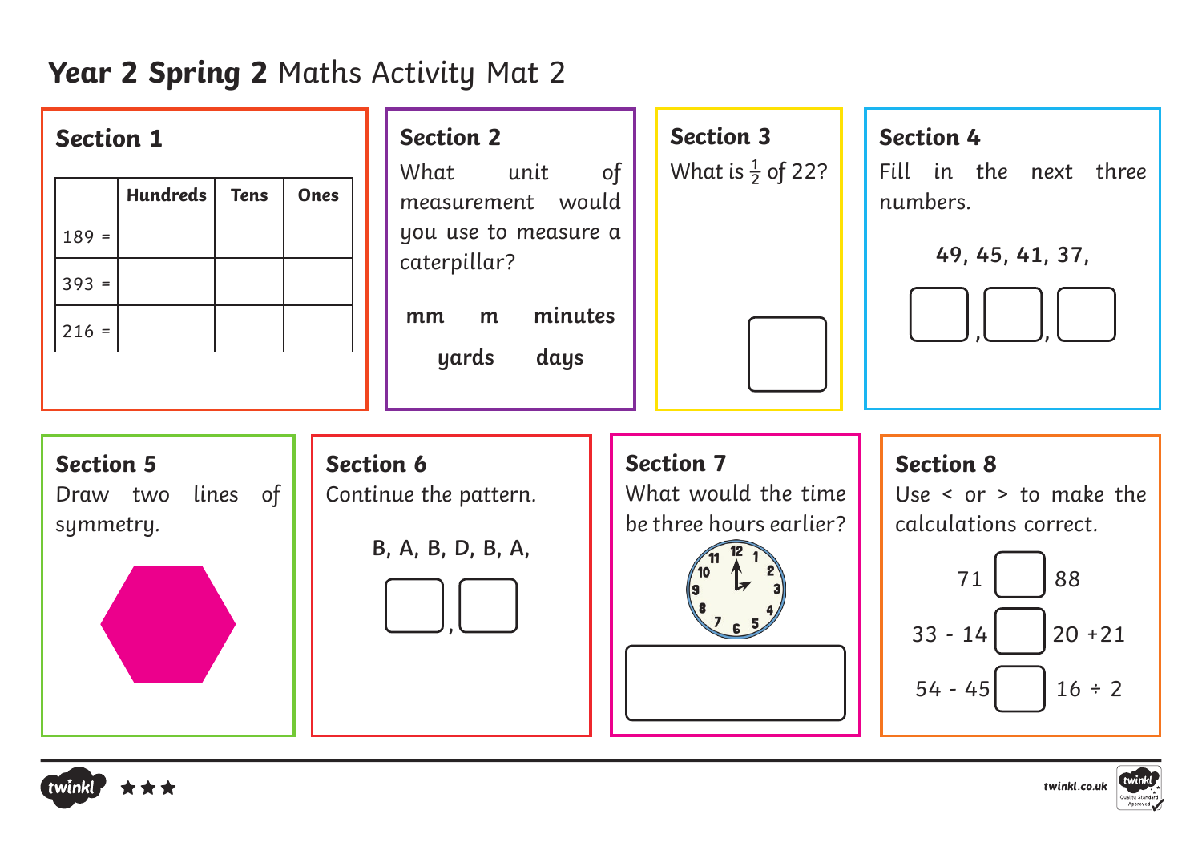# **Year 2 Spring 2** Maths Activity Mat 2

## Section 1

| | Hundreds | Tens | Ones |
|---|---|---|---|
| 189 = | | | |
| 393 = | | | |
| 216 = | | | |

## Section 2

What unit of measurement would you use to measure a caterpillar?

**mm** **m** **minutes**

**yards** **days**

## Section 3

What is $\frac{1}{2}$ of 22?

## Section 4

Fill in the next three numbers.

**49, 45, 41, 37,**

## Section 5

Draw two lines of symmetry.

## Section 6

Continue the pattern.

**B, A, B, D, B, A,**

## Section 7

What would the time be three hours earlier?

## Section 8

Use < or > to make the calculations correct.

71 ☐ 88

33 - 14 ☐ 20 +21

54 - 45 ☐ 16 ÷ 2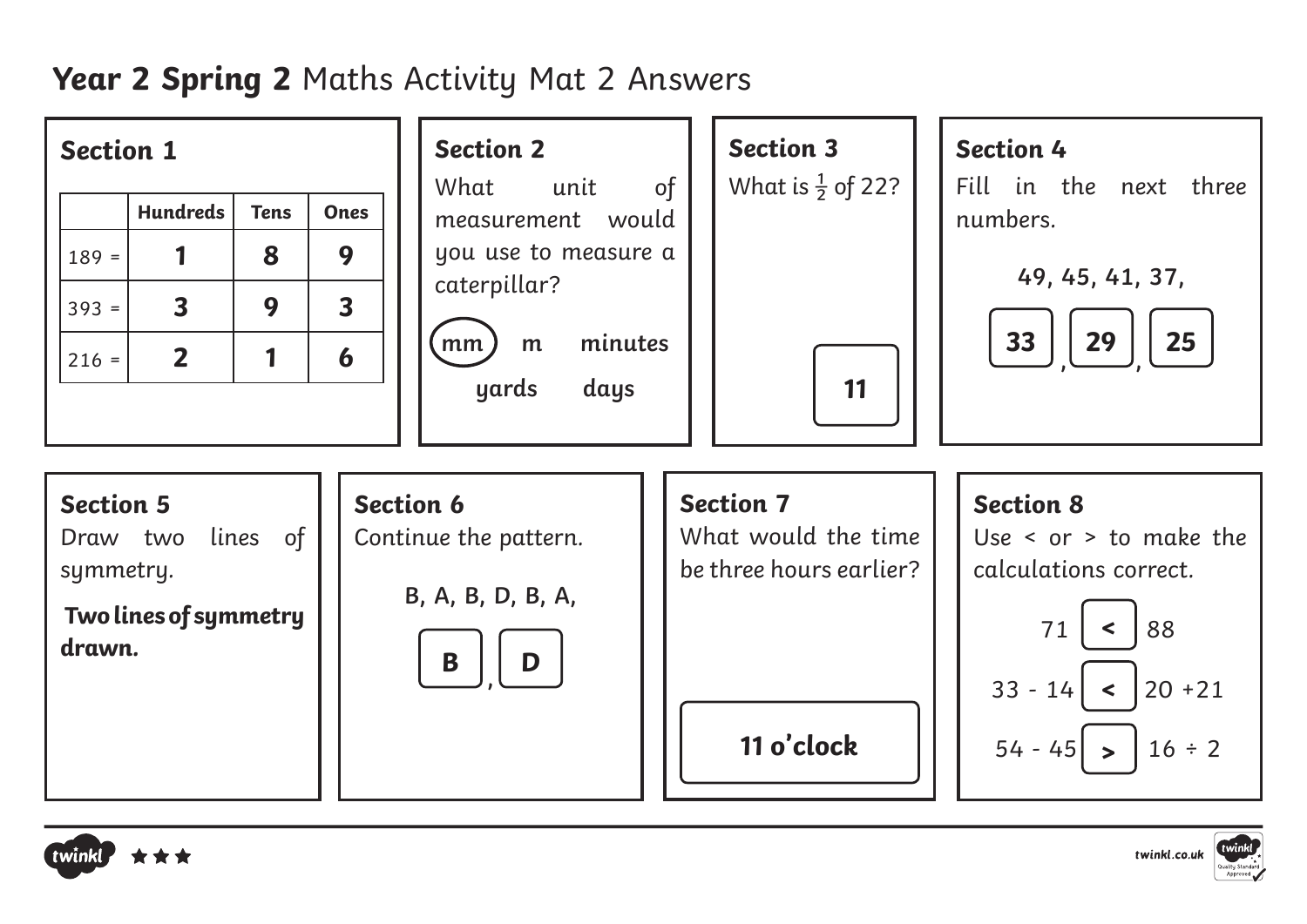# **Year 2 Spring 2** Maths Activity Mat 2 Answers

## Section 1

| | Hundreds | Tens | Ones |
|---|---|---|---|
| 189 = | **1** | **8** | **9** |
| 393 = | **3** | **9** | **3** |
| 216 = | **2** | **1** | **6** |

## Section 2

What unit of measurement would you use to measure a caterpillar?

**(mm)** **m** **minutes**

**yards** **days**

## Section 3

What is $\frac{1}{2}$ of 22?

**11**

## Section 4

Fill in the next three numbers.

**49, 45, 41, 37,**

**33**, **29**, **25**

## Section 5

Draw two lines of symmetry.

**Two lines of symmetry drawn.**

## Section 6

Continue the pattern.

**B, A, B, D, B, A,**

**B**, **D**

## Section 7

What would the time be three hours earlier?

**11 o'clock**

## Section 8

Use < or > to make the calculations correct.

71 **<** 88

33 - 14 **<** 20 +21

54 - 45 **>** 16 ÷ 2